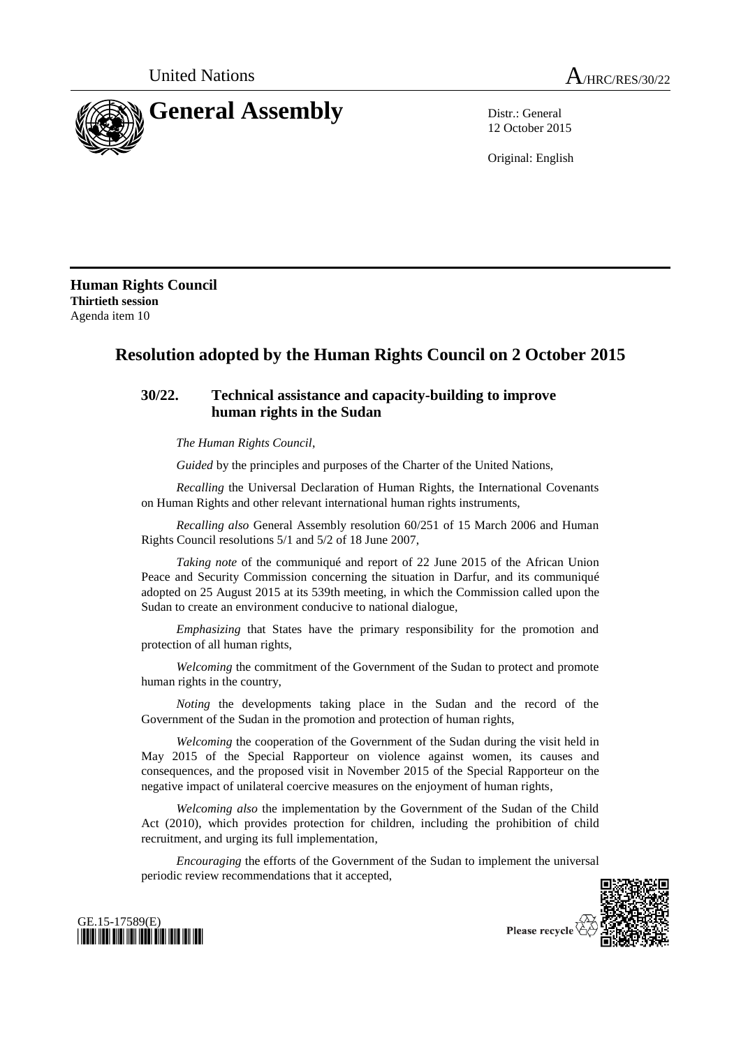United Nations

A/HRC/RES/30/22

# General Assembly

Distr.: General
12 October 2015

Original: English

**Human Rights Council**
**Thirtieth session**
Agenda item 10

## Resolution adopted by the Human Rights Council on 2 October 2015

### 30/22. Technical assistance and capacity-building to improve human rights in the Sudan

*The Human Rights Council*,

*Guided* by the principles and purposes of the Charter of the United Nations,

*Recalling* the Universal Declaration of Human Rights, the International Covenants on Human Rights and other relevant international human rights instruments,

*Recalling also* General Assembly resolution 60/251 of 15 March 2006 and Human Rights Council resolutions 5/1 and 5/2 of 18 June 2007,

*Taking note* of the communiqué and report of 22 June 2015 of the African Union Peace and Security Commission concerning the situation in Darfur, and its communiqué adopted on 25 August 2015 at its 539th meeting, in which the Commission called upon the Sudan to create an environment conducive to national dialogue,

*Emphasizing* that States have the primary responsibility for the promotion and protection of all human rights,

*Welcoming* the commitment of the Government of the Sudan to protect and promote human rights in the country,

*Noting* the developments taking place in the Sudan and the record of the Government of the Sudan in the promotion and protection of human rights,

*Welcoming* the cooperation of the Government of the Sudan during the visit held in May 2015 of the Special Rapporteur on violence against women, its causes and consequences, and the proposed visit in November 2015 of the Special Rapporteur on the negative impact of unilateral coercive measures on the enjoyment of human rights,

*Welcoming also* the implementation by the Government of the Sudan of the Child Act (2010), which provides protection for children, including the prohibition of child recruitment, and urging its full implementation,

*Encouraging* the efforts of the Government of the Sudan to implement the universal periodic review recommendations that it accepted,

GE.15-17589(E)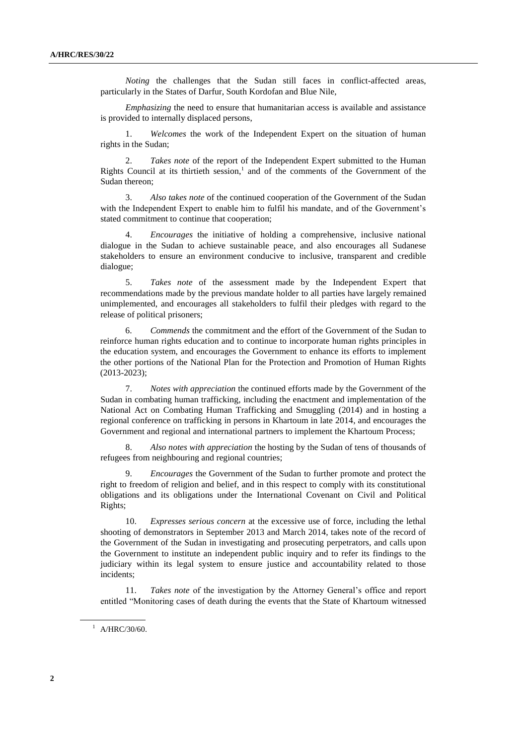*Noting* the challenges that the Sudan still faces in conflict-affected areas, particularly in the States of Darfur, South Kordofan and Blue Nile,

*Emphasizing* the need to ensure that humanitarian access is available and assistance is provided to internally displaced persons,

1. *Welcomes* the work of the Independent Expert on the situation of human rights in the Sudan;

2. *Takes note* of the report of the Independent Expert submitted to the Human Rights Council at its thirtieth session,[1] and of the comments of the Government of the Sudan thereon;

3. *Also takes note* of the continued cooperation of the Government of the Sudan with the Independent Expert to enable him to fulfil his mandate, and of the Government's stated commitment to continue that cooperation;

4. *Encourages* the initiative of holding a comprehensive, inclusive national dialogue in the Sudan to achieve sustainable peace, and also encourages all Sudanese stakeholders to ensure an environment conducive to inclusive, transparent and credible dialogue;

5. *Takes note* of the assessment made by the Independent Expert that recommendations made by the previous mandate holder to all parties have largely remained unimplemented, and encourages all stakeholders to fulfil their pledges with regard to the release of political prisoners;

6. *Commends* the commitment and the effort of the Government of the Sudan to reinforce human rights education and to continue to incorporate human rights principles in the education system, and encourages the Government to enhance its efforts to implement the other portions of the National Plan for the Protection and Promotion of Human Rights (2013-2023);

7. *Notes with appreciation* the continued efforts made by the Government of the Sudan in combating human trafficking, including the enactment and implementation of the National Act on Combating Human Trafficking and Smuggling (2014) and in hosting a regional conference on trafficking in persons in Khartoum in late 2014, and encourages the Government and regional and international partners to implement the Khartoum Process;

8. *Also notes with appreciation* the hosting by the Sudan of tens of thousands of refugees from neighbouring and regional countries;

9. *Encourages* the Government of the Sudan to further promote and protect the right to freedom of religion and belief, and in this respect to comply with its constitutional obligations and its obligations under the International Covenant on Civil and Political Rights;

10. *Expresses serious concern* at the excessive use of force, including the lethal shooting of demonstrators in September 2013 and March 2014, takes note of the record of the Government of the Sudan in investigating and prosecuting perpetrators, and calls upon the Government to institute an independent public inquiry and to refer its findings to the judiciary within its legal system to ensure justice and accountability related to those incidents;

11. *Takes note* of the investigation by the Attorney General's office and report entitled "Monitoring cases of death during the events that the State of Khartoum witnessed

[1] A/HRC/30/60.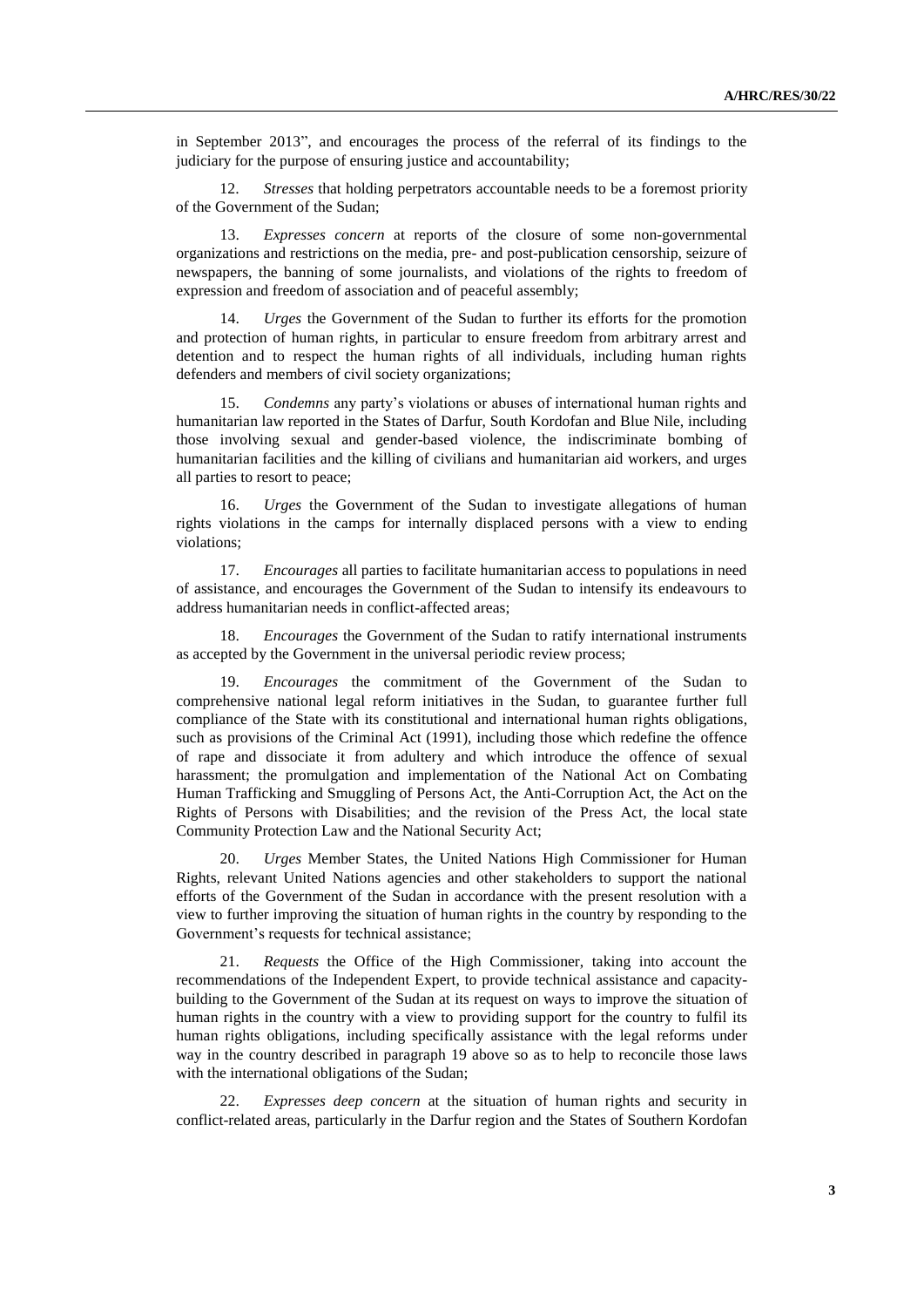in September 2013", and encourages the process of the referral of its findings to the judiciary for the purpose of ensuring justice and accountability;

12. *Stresses* that holding perpetrators accountable needs to be a foremost priority of the Government of the Sudan;

13. *Expresses concern* at reports of the closure of some non-governmental organizations and restrictions on the media, pre- and post-publication censorship, seizure of newspapers, the banning of some journalists, and violations of the rights to freedom of expression and freedom of association and of peaceful assembly;

14. *Urges* the Government of the Sudan to further its efforts for the promotion and protection of human rights, in particular to ensure freedom from arbitrary arrest and detention and to respect the human rights of all individuals, including human rights defenders and members of civil society organizations;

15. *Condemns* any party's violations or abuses of international human rights and humanitarian law reported in the States of Darfur, South Kordofan and Blue Nile, including those involving sexual and gender-based violence, the indiscriminate bombing of humanitarian facilities and the killing of civilians and humanitarian aid workers, and urges all parties to resort to peace;

16. *Urges* the Government of the Sudan to investigate allegations of human rights violations in the camps for internally displaced persons with a view to ending violations;

17. *Encourages* all parties to facilitate humanitarian access to populations in need of assistance, and encourages the Government of the Sudan to intensify its endeavours to address humanitarian needs in conflict-affected areas;

18. *Encourages* the Government of the Sudan to ratify international instruments as accepted by the Government in the universal periodic review process;

19. *Encourages* the commitment of the Government of the Sudan to comprehensive national legal reform initiatives in the Sudan, to guarantee further full compliance of the State with its constitutional and international human rights obligations, such as provisions of the Criminal Act (1991), including those which redefine the offence of rape and dissociate it from adultery and which introduce the offence of sexual harassment; the promulgation and implementation of the National Act on Combating Human Trafficking and Smuggling of Persons Act, the Anti-Corruption Act, the Act on the Rights of Persons with Disabilities; and the revision of the Press Act, the local state Community Protection Law and the National Security Act;

20. *Urges* Member States, the United Nations High Commissioner for Human Rights, relevant United Nations agencies and other stakeholders to support the national efforts of the Government of the Sudan in accordance with the present resolution with a view to further improving the situation of human rights in the country by responding to the Government's requests for technical assistance;

21. *Requests* the Office of the High Commissioner, taking into account the recommendations of the Independent Expert, to provide technical assistance and capacity-building to the Government of the Sudan at its request on ways to improve the situation of human rights in the country with a view to providing support for the country to fulfil its human rights obligations, including specifically assistance with the legal reforms under way in the country described in paragraph 19 above so as to help to reconcile those laws with the international obligations of the Sudan;

22. *Expresses deep concern* at the situation of human rights and security in conflict-related areas, particularly in the Darfur region and the States of Southern Kordofan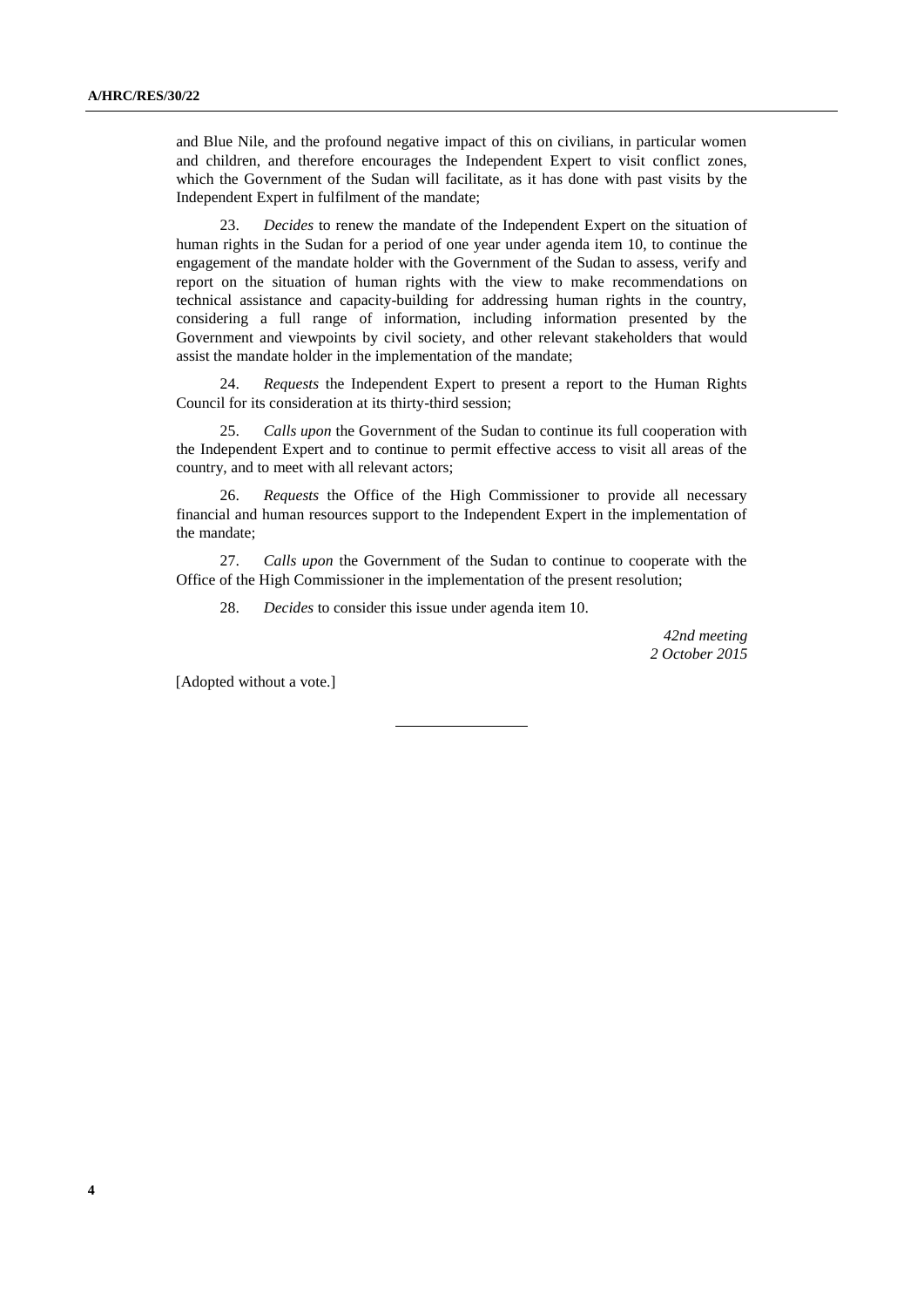and Blue Nile, and the profound negative impact of this on civilians, in particular women and children, and therefore encourages the Independent Expert to visit conflict zones, which the Government of the Sudan will facilitate, as it has done with past visits by the Independent Expert in fulfilment of the mandate;

23. *Decides* to renew the mandate of the Independent Expert on the situation of human rights in the Sudan for a period of one year under agenda item 10, to continue the engagement of the mandate holder with the Government of the Sudan to assess, verify and report on the situation of human rights with the view to make recommendations on technical assistance and capacity-building for addressing human rights in the country, considering a full range of information, including information presented by the Government and viewpoints by civil society, and other relevant stakeholders that would assist the mandate holder in the implementation of the mandate;

24. *Requests* the Independent Expert to present a report to the Human Rights Council for its consideration at its thirty-third session;

25. *Calls upon* the Government of the Sudan to continue its full cooperation with the Independent Expert and to continue to permit effective access to visit all areas of the country, and to meet with all relevant actors;

26. *Requests* the Office of the High Commissioner to provide all necessary financial and human resources support to the Independent Expert in the implementation of the mandate;

27. *Calls upon* the Government of the Sudan to continue to cooperate with the Office of the High Commissioner in the implementation of the present resolution;

28. *Decides* to consider this issue under agenda item 10.

*42nd meeting*
*2 October 2015*

[Adopted without a vote.]